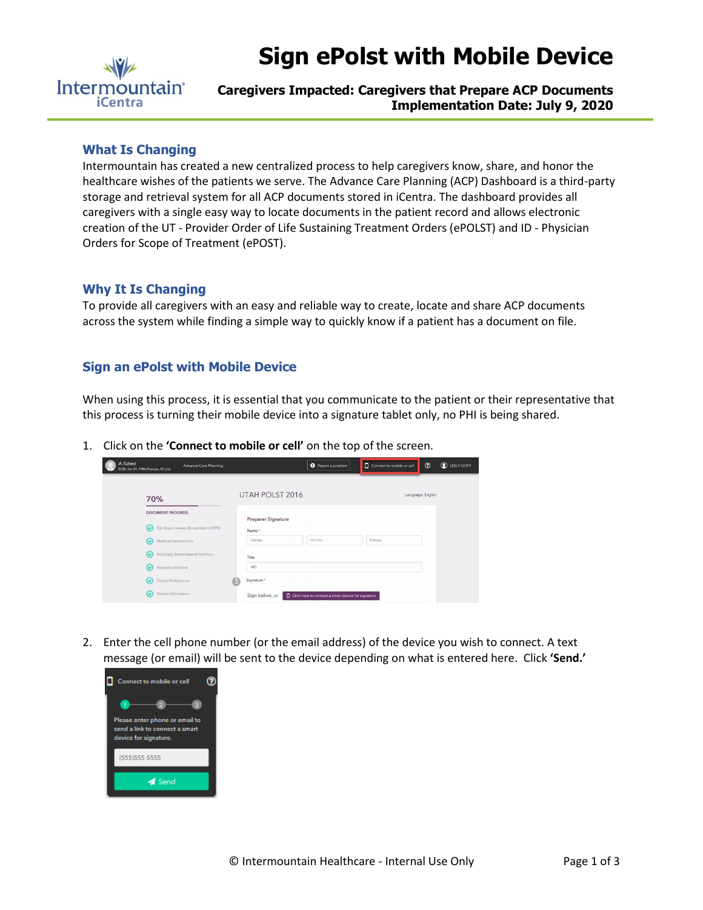# Sign ePolst with Mobile Device

**Caregivers Impacted: Caregivers that Prepare ACP Documents**
**Implementation Date: July 9, 2020**

## What Is Changing

Intermountain has created a new centralized process to help caregivers know, share, and honor the healthcare wishes of the patients we serve. The Advance Care Planning (ACP) Dashboard is a third-party storage and retrieval system for all ACP documents stored in iCentra. The dashboard provides all caregivers with a single easy way to locate documents in the patient record and allows electronic creation of the UT - Provider Order of Life Sustaining Treatment Orders (ePOLST) and ID - Physician Orders for Scope of Treatment (ePOST).

## Why It Is Changing

To provide all caregivers with an easy and reliable way to create, locate and share ACP documents across the system while finding a simple way to quickly know if a patient has a document on file.

## Sign an ePolst with Mobile Device

When using this process, it is essential that you communicate to the patient or their representative that this process is turning their mobile device into a signature tablet only, no PHI is being shared.

1. Click on the **'Connect to mobile or cell'** on the top of the screen.

2. Enter the cell phone number (or the email address) of the device you wish to connect. A text message (or email) will be sent to the device depending on what is entered here. Click **'Send.'**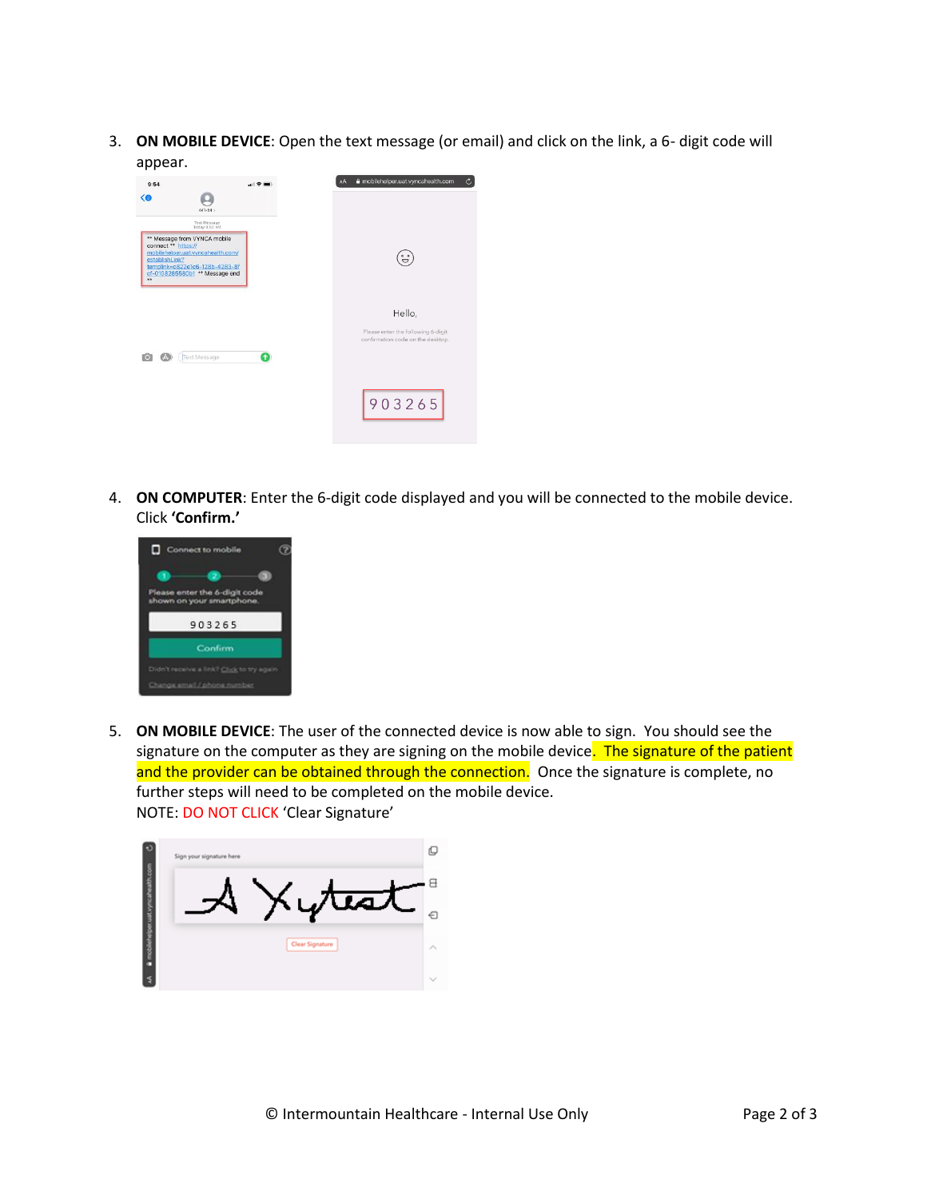3. **ON MOBILE DEVICE**: Open the text message (or email) and click on the link, a 6- digit code will appear.

4. **ON COMPUTER**: Enter the 6-digit code displayed and you will be connected to the mobile device. Click **'Confirm.'**

5. **ON MOBILE DEVICE**: The user of the connected device is now able to sign. You should see the signature on the computer as they are signing on the mobile device. The signature of the patient and the provider can be obtained through the connection. Once the signature is complete, no further steps will need to be completed on the mobile device.
   NOTE: DO NOT CLICK 'Clear Signature'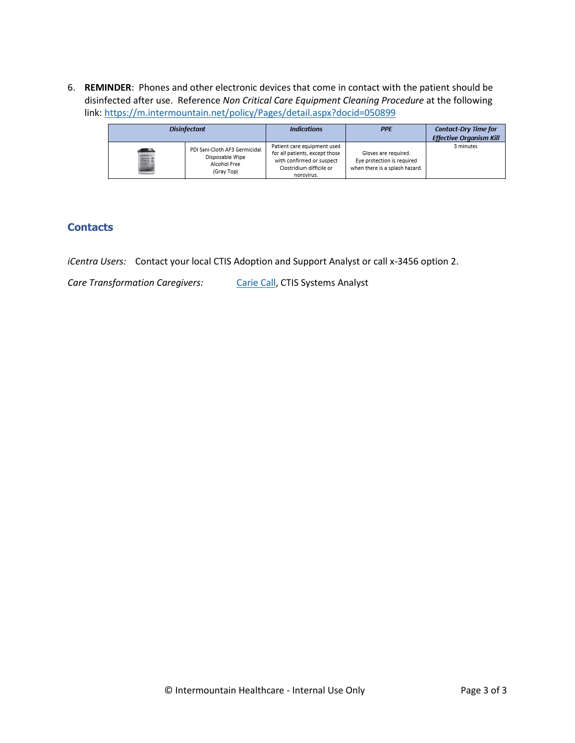6. **REMINDER**: Phones and other electronic devices that come in contact with the patient should be disinfected after use. Reference *Non Critical Care Equipment Cleaning Procedure* at the following link: https://m.intermountain.net/policy/Pages/detail.aspx?docid=050899

| *Disinfectant* | | *Indications* | *PPE* | *Contact-Dry Time for Effective Organism Kill* |
|---|---|---|---|---|
| | PDI Sani-Cloth AF3 Germicidal Disposable Wipe Alcohol Free (Gray Top) | Patient care equipment used for all patients, except those with confirmed or suspect Clostridium difficile or norovirus. | Gloves are required. Eye protection is required when there is a splash hazard. | 3 minutes |

## Contacts

*iCentra Users:* Contact your local CTIS Adoption and Support Analyst or call x-3456 option 2.

*Care Transformation Caregivers:* Carie Call, CTIS Systems Analyst

© Intermountain Healthcare - Internal Use Only